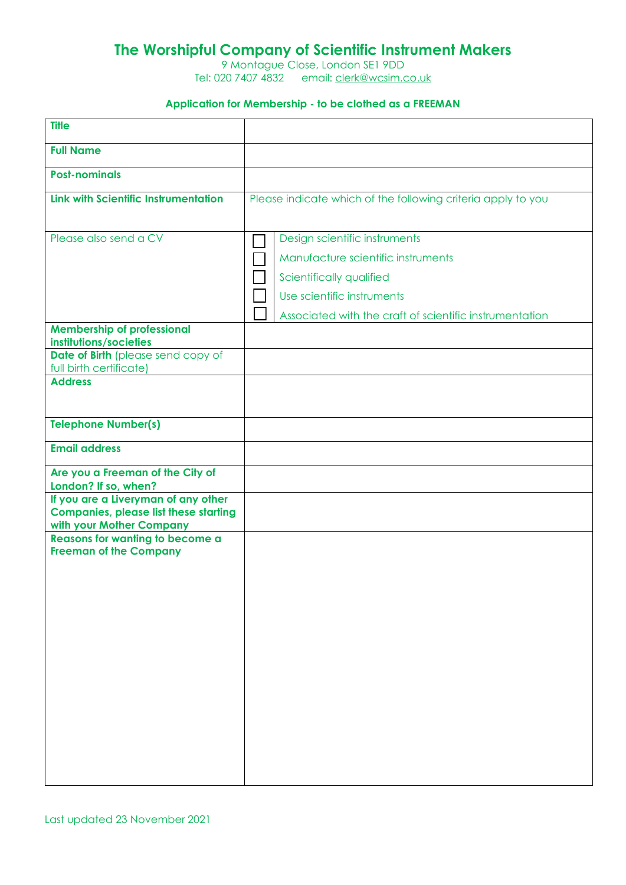# The Worshipful Company of Scientific Instrument Makers

9 Montague Close, London SE1 9DD
Tel: 020 7407 4832 email: clerk@wcsim.co.uk

## Application for Membership - to be clothed as a FREEMAN

| | |
|---|---|
| **Title** | |
| **Full Name** | |
| **Post-nominals** | |
| **Link with Scientific Instrumentation** | Please indicate which of the following criteria apply to you |
| Please also send a CV | ☐ Design scientific instruments<br>☐ Manufacture scientific instruments<br>☐ Scientifically qualified<br>☐ Use scientific instruments<br>☐ Associated with the craft of scientific instrumentation |
| **Membership of professional institutions/societies** | |
| **Date of Birth** (please send copy of full birth certificate) | |
| **Address** | |
| **Telephone Number(s)** | |
| **Email address** | |
| **Are you a Freeman of the City of London? If so, when?** | |
| **If you are a Liveryman of any other Companies, please list these starting with your Mother Company** | |
| **Reasons for wanting to become a Freeman of the Company** | |

Last updated 23 November 2021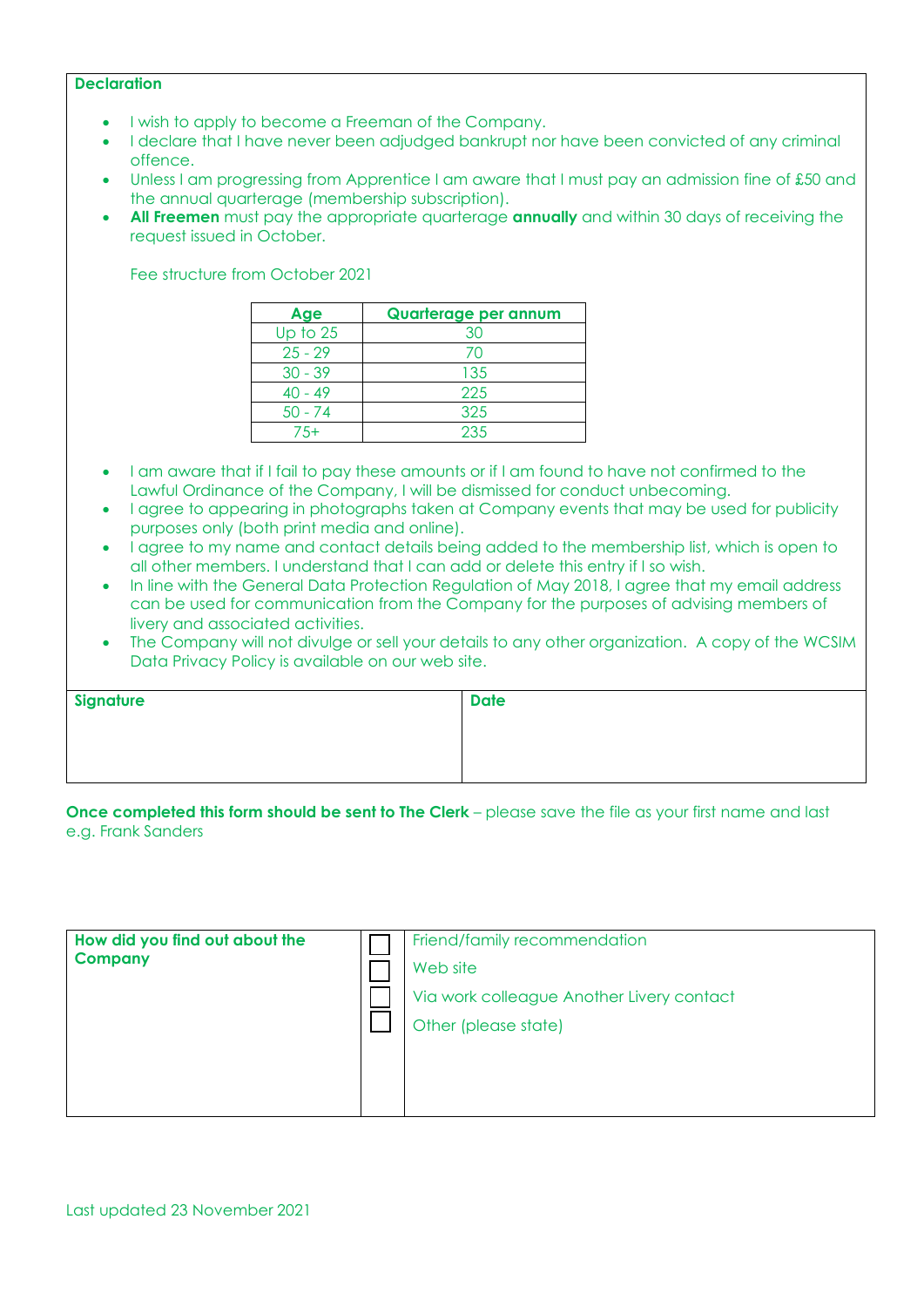**Declaration**

- I wish to apply to become a Freeman of the Company.
- I declare that I have never been adjudged bankrupt nor have been convicted of any criminal offence.
- Unless I am progressing from Apprentice I am aware that I must pay an admission fine of £50 and the annual quarterage (membership subscription).
- **All Freemen** must pay the appropriate quarterage **annually** and within 30 days of receiving the request issued in October.

  Fee structure from October 2021

| Age | Quarterage per annum |
|---|---|
| Up to 25 | 30 |
| 25 - 29 | 70 |
| 30 - 39 | 135 |
| 40 - 49 | 225 |
| 50 - 74 | 325 |
| 75+ | 235 |

- I am aware that if I fail to pay these amounts or if I am found to have not confirmed to the Lawful Ordinance of the Company, I will be dismissed for conduct unbecoming.
- I agree to appearing in photographs taken at Company events that may be used for publicity purposes only (both print media and online).
- I agree to my name and contact details being added to the membership list, which is open to all other members. I understand that I can add or delete this entry if I so wish.
- In line with the General Data Protection Regulation of May 2018, I agree that my email address can be used for communication from the Company for the purposes of advising members of livery and associated activities.
- The Company will not divulge or sell your details to any other organization. A copy of the WCSIM Data Privacy Policy is available on our web site.

| Signature | Date |
|---|---|
| | |

**Once completed this form should be sent to The Clerk** – please save the file as your first name and last e.g. Frank Sanders

| How did you find out about the Company | | |
|---|---|---|
| | ☐ | Friend/family recommendation |
| | ☐ | Web site |
| | ☐ | Via work colleague Another Livery contact |
| | ☐ | Other (please state) |

Last updated 23 November 2021